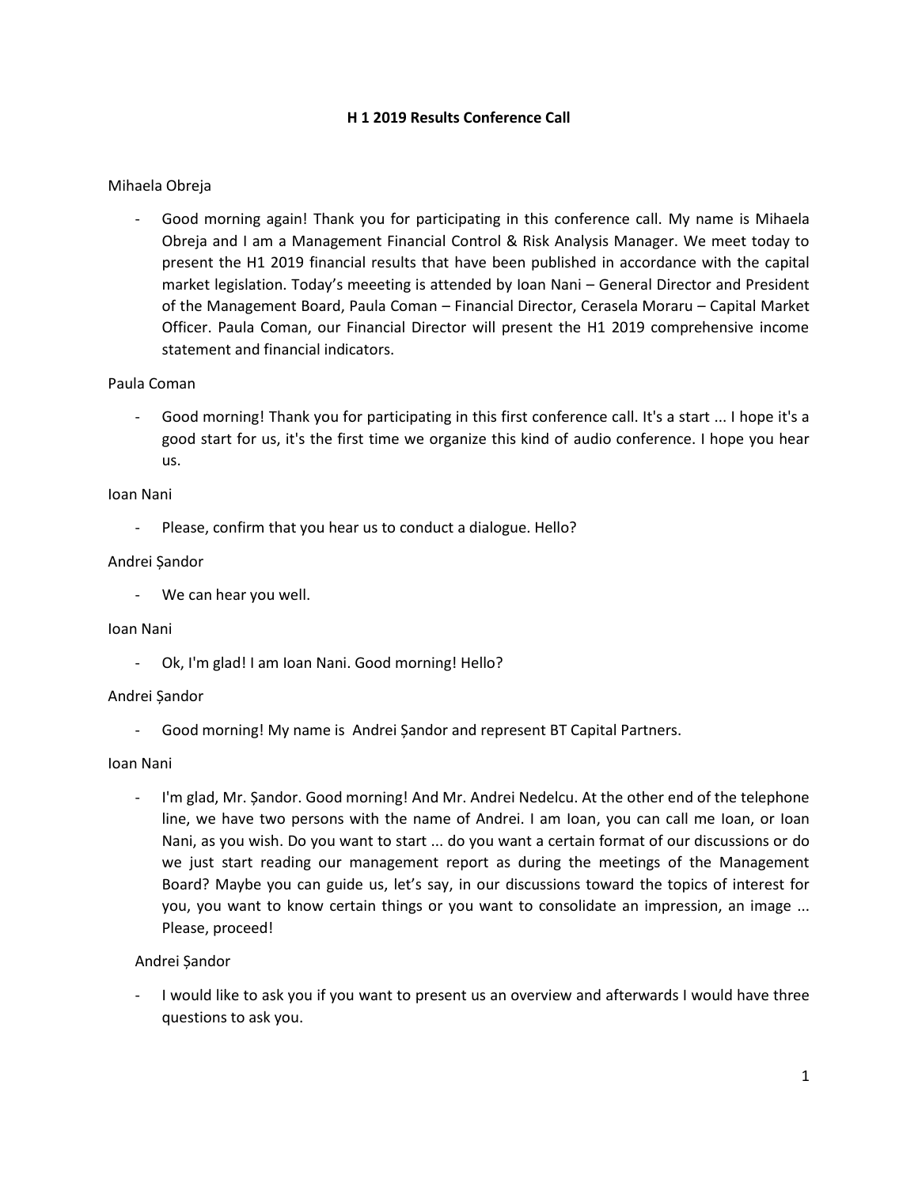**H 1 2019 Results Conference Call**

Mihaela Obreja

- Good morning again! Thank you for participating in this conference call. My name is Mihaela Obreja and I am a Management Financial Control & Risk Analysis Manager. We meet today to present the H1 2019 financial results that have been published in accordance with the capital market legislation. Today's meeeting is attended by Ioan Nani – General Director and President of the Management Board, Paula Coman – Financial Director, Cerasela Moraru – Capital Market Officer. Paula Coman, our Financial Director will present the H1 2019 comprehensive income statement and financial indicators.

Paula Coman

- Good morning! Thank you for participating in this first conference call. It's a start ... I hope it's a good start for us, it's the first time we organize this kind of audio conference. I hope you hear us.

Ioan Nani

- Please, confirm that you hear us to conduct a dialogue. Hello?

Andrei Șandor

- We can hear you well.

Ioan Nani

- Ok, I'm glad! I am Ioan Nani. Good morning! Hello?

Andrei Șandor

- Good morning! My name is Andrei Șandor and represent BT Capital Partners.

Ioan Nani

- I'm glad, Mr. Șandor. Good morning! And Mr. Andrei Nedelcu. At the other end of the telephone line, we have two persons with the name of Andrei. I am Ioan, you can call me Ioan, or Ioan Nani, as you wish. Do you want to start ... do you want a certain format of our discussions or do we just start reading our management report as during the meetings of the Management Board? Maybe you can guide us, let's say, in our discussions toward the topics of interest for you, you want to know certain things or you want to consolidate an impression, an image ... Please, proceed!

Andrei Șandor

- I would like to ask you if you want to present us an overview and afterwards I would have three questions to ask you.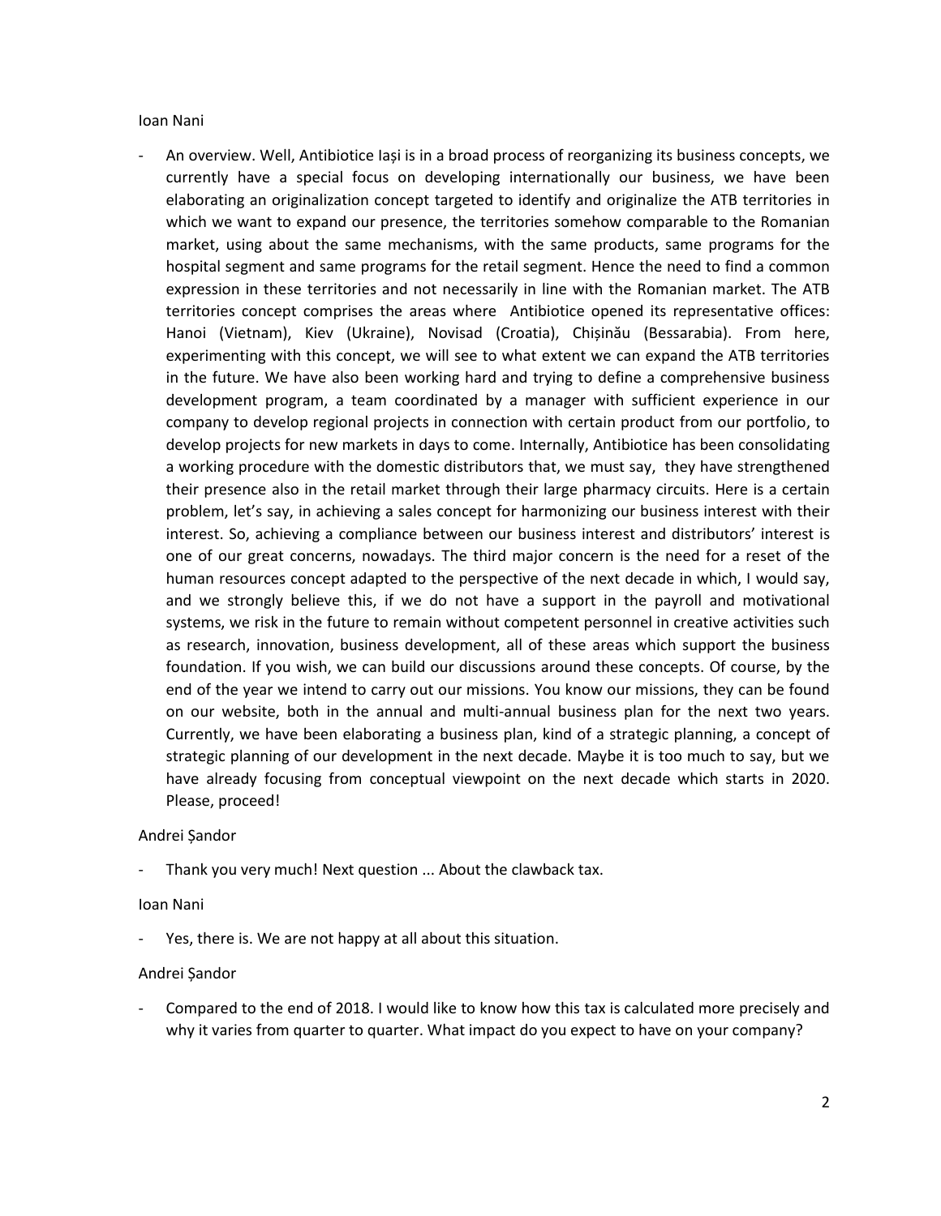Ioan Nani

- An overview. Well, Antibiotice Iași is in a broad process of reorganizing its business concepts, we currently have a special focus on developing internationally our business, we have been elaborating an originalization concept targeted to identify and originalize the ATB territories in which we want to expand our presence, the territories somehow comparable to the Romanian market, using about the same mechanisms, with the same products, same programs for the hospital segment and same programs for the retail segment. Hence the need to find a common expression in these territories and not necessarily in line with the Romanian market. The ATB territories concept comprises the areas where Antibiotice opened its representative offices: Hanoi (Vietnam), Kiev (Ukraine), Novisad (Croatia), Chișinău (Bessarabia). From here, experimenting with this concept, we will see to what extent we can expand the ATB territories in the future. We have also been working hard and trying to define a comprehensive business development program, a team coordinated by a manager with sufficient experience in our company to develop regional projects in connection with certain product from our portfolio, to develop projects for new markets in days to come. Internally, Antibiotice has been consolidating a working procedure with the domestic distributors that, we must say, they have strengthened their presence also in the retail market through their large pharmacy circuits. Here is a certain problem, let's say, in achieving a sales concept for harmonizing our business interest with their interest. So, achieving a compliance between our business interest and distributors' interest is one of our great concerns, nowadays. The third major concern is the need for a reset of the human resources concept adapted to the perspective of the next decade in which, I would say, and we strongly believe this, if we do not have a support in the payroll and motivational systems, we risk in the future to remain without competent personnel in creative activities such as research, innovation, business development, all of these areas which support the business foundation. If you wish, we can build our discussions around these concepts. Of course, by the end of the year we intend to carry out our missions. You know our missions, they can be found on our website, both in the annual and multi-annual business plan for the next two years. Currently, we have been elaborating a business plan, kind of a strategic planning, a concept of strategic planning of our development in the next decade. Maybe it is too much to say, but we have already focusing from conceptual viewpoint on the next decade which starts in 2020. Please, proceed!

Andrei Șandor

- Thank you very much! Next question ... About the clawback tax.

Ioan Nani

- Yes, there is. We are not happy at all about this situation.

Andrei Șandor

- Compared to the end of 2018. I would like to know how this tax is calculated more precisely and why it varies from quarter to quarter. What impact do you expect to have on your company?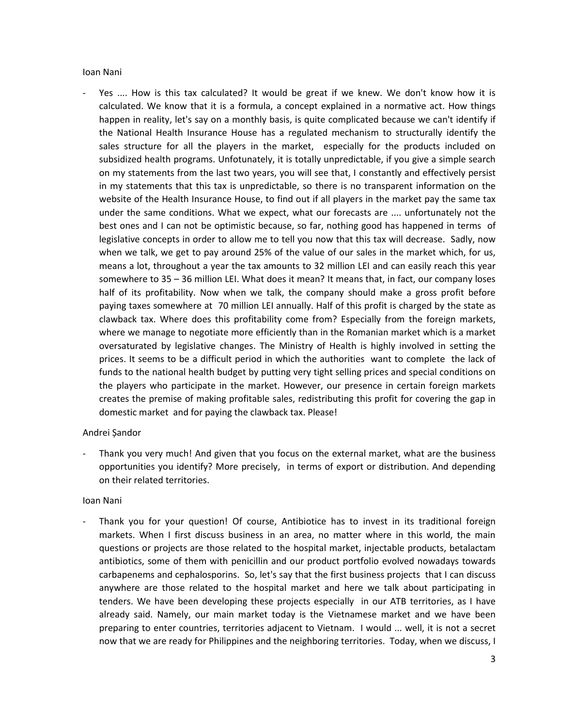Ioan Nani

- Yes .... How is this tax calculated? It would be great if we knew. We don't know how it is calculated. We know that it is a formula, a concept explained in a normative act. How things happen in reality, let's say on a monthly basis, is quite complicated because we can't identify if the National Health Insurance House has a regulated mechanism to structurally identify the sales structure for all the players in the market, especially for the products included on subsidized health programs. Unfotunately, it is totally unpredictable, if you give a simple search on my statements from the last two years, you will see that, I constantly and effectively persist in my statements that this tax is unpredictable, so there is no transparent information on the website of the Health Insurance House, to find out if all players in the market pay the same tax under the same conditions. What we expect, what our forecasts are .... unfortunately not the best ones and I can not be optimistic because, so far, nothing good has happened in terms of legislative concepts in order to allow me to tell you now that this tax will decrease. Sadly, now when we talk, we get to pay around 25% of the value of our sales in the market which, for us, means a lot, throughout a year the tax amounts to 32 million LEI and can easily reach this year somewhere to 35 – 36 million LEI. What does it mean? It means that, in fact, our company loses half of its profitability. Now when we talk, the company should make a gross profit before paying taxes somewhere at 70 million LEI annually. Half of this profit is charged by the state as clawback tax. Where does this profitability come from? Especially from the foreign markets, where we manage to negotiate more efficiently than in the Romanian market which is a market oversaturated by legislative changes. The Ministry of Health is highly involved in setting the prices. It seems to be a difficult period in which the authorities want to complete the lack of funds to the national health budget by putting very tight selling prices and special conditions on the players who participate in the market. However, our presence in certain foreign markets creates the premise of making profitable sales, redistributing this profit for covering the gap in domestic market and for paying the clawback tax. Please!

Andrei Șandor

- Thank you very much! And given that you focus on the external market, what are the business opportunities you identify? More precisely, in terms of export or distribution. And depending on their related territories.

Ioan Nani

- Thank you for your question! Of course, Antibiotice has to invest in its traditional foreign markets. When I first discuss business in an area, no matter where in this world, the main questions or projects are those related to the hospital market, injectable products, betalactam antibiotics, some of them with penicillin and our product portfolio evolved nowadays towards carbapenems and cephalosporins. So, let's say that the first business projects that I can discuss anywhere are those related to the hospital market and here we talk about participating in tenders. We have been developing these projects especially in our ATB territories, as I have already said. Namely, our main market today is the Vietnamese market and we have been preparing to enter countries, territories adjacent to Vietnam. I would ... well, it is not a secret now that we are ready for Philippines and the neighboring territories. Today, when we discuss, I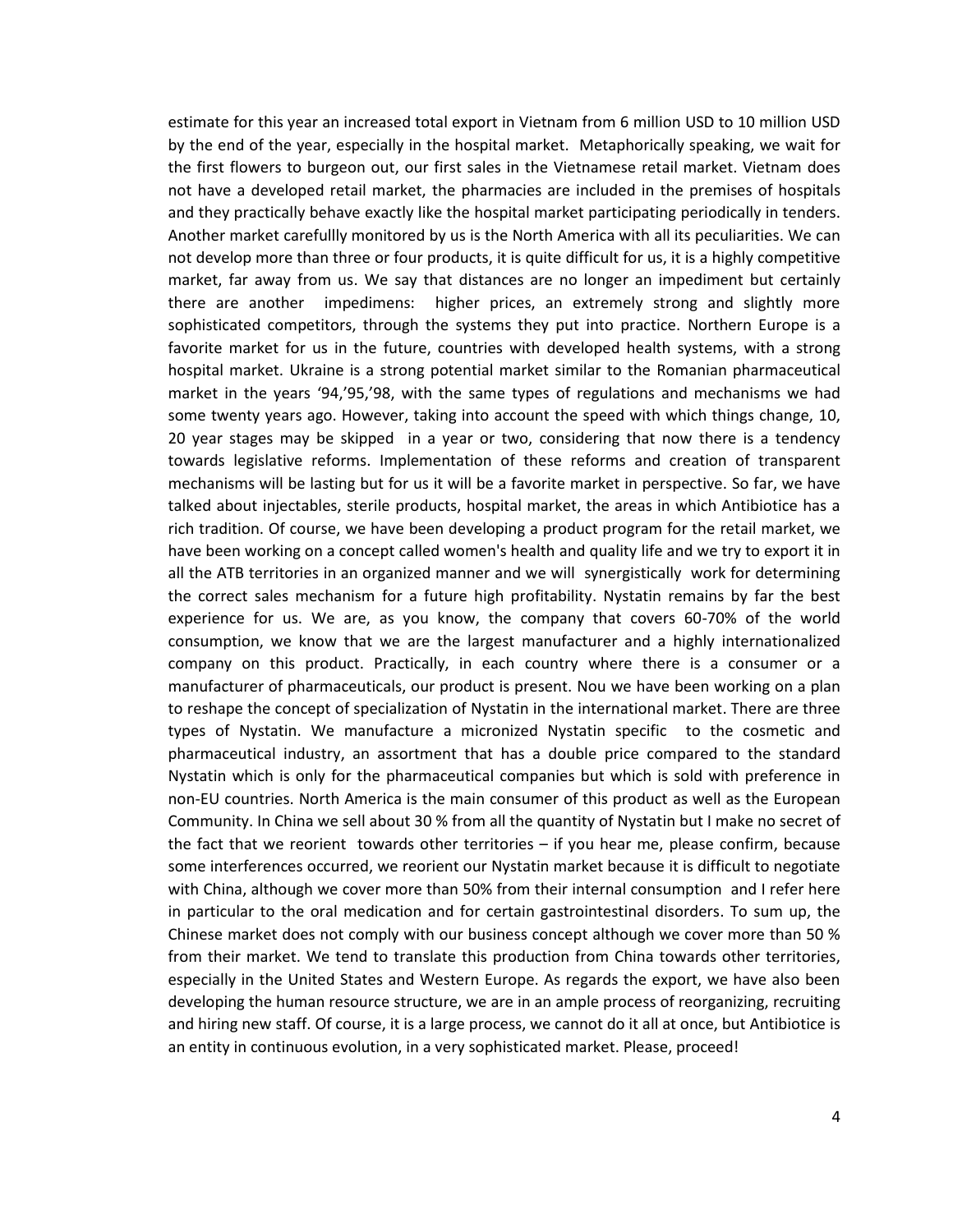estimate for this year an increased total export in Vietnam from 6 million USD to 10 million USD by the end of the year, especially in the hospital market. Metaphorically speaking, we wait for the first flowers to burgeon out, our first sales in the Vietnamese retail market. Vietnam does not have a developed retail market, the pharmacies are included in the premises of hospitals and they practically behave exactly like the hospital market participating periodically in tenders. Another market carefullly monitored by us is the North America with all its peculiarities. We can not develop more than three or four products, it is quite difficult for us, it is a highly competitive market, far away from us. We say that distances are no longer an impediment but certainly there are another impedimens: higher prices, an extremely strong and slightly more sophisticated competitors, through the systems they put into practice. Northern Europe is a favorite market for us in the future, countries with developed health systems, with a strong hospital market. Ukraine is a strong potential market similar to the Romanian pharmaceutical market in the years '94,'95,'98, with the same types of regulations and mechanisms we had some twenty years ago. However, taking into account the speed with which things change, 10, 20 year stages may be skipped in a year or two, considering that now there is a tendency towards legislative reforms. Implementation of these reforms and creation of transparent mechanisms will be lasting but for us it will be a favorite market in perspective. So far, we have talked about injectables, sterile products, hospital market, the areas in which Antibiotice has a rich tradition. Of course, we have been developing a product program for the retail market, we have been working on a concept called women's health and quality life and we try to export it in all the ATB territories in an organized manner and we will synergistically work for determining the correct sales mechanism for a future high profitability. Nystatin remains by far the best experience for us. We are, as you know, the company that covers 60-70% of the world consumption, we know that we are the largest manufacturer and a highly internationalized company on this product. Practically, in each country where there is a consumer or a manufacturer of pharmaceuticals, our product is present. Nou we have been working on a plan to reshape the concept of specialization of Nystatin in the international market. There are three types of Nystatin. We manufacture a micronized Nystatin specific to the cosmetic and pharmaceutical industry, an assortment that has a double price compared to the standard Nystatin which is only for the pharmaceutical companies but which is sold with preference in non-EU countries. North America is the main consumer of this product as well as the European Community. In China we sell about 30 % from all the quantity of Nystatin but I make no secret of the fact that we reorient towards other territories – if you hear me, please confirm, because some interferences occurred, we reorient our Nystatin market because it is difficult to negotiate with China, although we cover more than 50% from their internal consumption and I refer here in particular to the oral medication and for certain gastrointestinal disorders. To sum up, the Chinese market does not comply with our business concept although we cover more than 50 % from their market. We tend to translate this production from China towards other territories, especially in the United States and Western Europe. As regards the export, we have also been developing the human resource structure, we are in an ample process of reorganizing, recruiting and hiring new staff. Of course, it is a large process, we cannot do it all at once, but Antibiotice is an entity in continuous evolution, in a very sophisticated market. Please, proceed!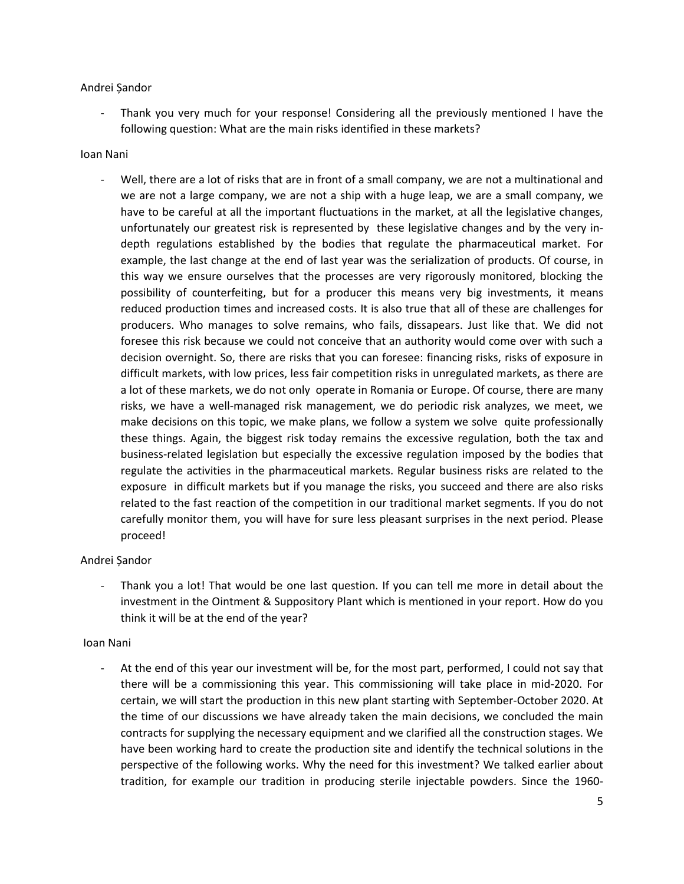Andrei Șandor

- Thank you very much for your response! Considering all the previously mentioned I have the following question: What are the main risks identified in these markets?

Ioan Nani

- Well, there are a lot of risks that are in front of a small company, we are not a multinational and we are not a large company, we are not a ship with a huge leap, we are a small company, we have to be careful at all the important fluctuations in the market, at all the legislative changes, unfortunately our greatest risk is represented by these legislative changes and by the very in-depth regulations established by the bodies that regulate the pharmaceutical market. For example, the last change at the end of last year was the serialization of products. Of course, in this way we ensure ourselves that the processes are very rigorously monitored, blocking the possibility of counterfeiting, but for a producer this means very big investments, it means reduced production times and increased costs. It is also true that all of these are challenges for producers. Who manages to solve remains, who fails, dissapears. Just like that. We did not foresee this risk because we could not conceive that an authority would come over with such a decision overnight. So, there are risks that you can foresee: financing risks, risks of exposure in difficult markets, with low prices, less fair competition risks in unregulated markets, as there are a lot of these markets, we do not only operate in Romania or Europe. Of course, there are many risks, we have a well-managed risk management, we do periodic risk analyzes, we meet, we make decisions on this topic, we make plans, we follow a system we solve quite professionally these things. Again, the biggest risk today remains the excessive regulation, both the tax and business-related legislation but especially the excessive regulation imposed by the bodies that regulate the activities in the pharmaceutical markets. Regular business risks are related to the exposure in difficult markets but if you manage the risks, you succeed and there are also risks related to the fast reaction of the competition in our traditional market segments. If you do not carefully monitor them, you will have for sure less pleasant surprises in the next period. Please proceed!

Andrei Șandor

- Thank you a lot! That would be one last question. If you can tell me more in detail about the investment in the Ointment & Suppository Plant which is mentioned in your report. How do you think it will be at the end of the year?

Ioan Nani

- At the end of this year our investment will be, for the most part, performed, I could not say that there will be a commissioning this year. This commissioning will take place in mid-2020. For certain, we will start the production in this new plant starting with September-October 2020. At the time of our discussions we have already taken the main decisions, we concluded the main contracts for supplying the necessary equipment and we clarified all the construction stages. We have been working hard to create the production site and identify the technical solutions in the perspective of the following works. Why the need for this investment? We talked earlier about tradition, for example our tradition in producing sterile injectable powders. Since the 1960-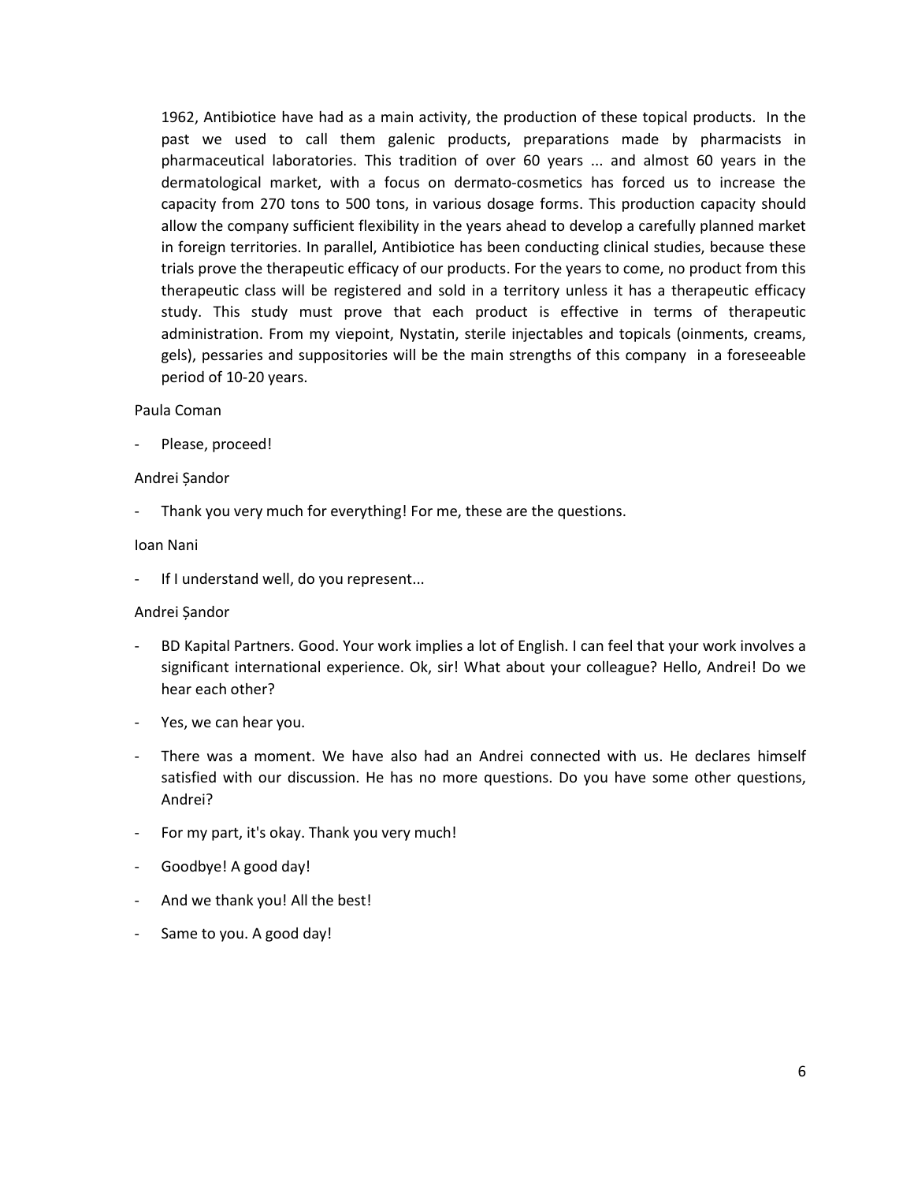1962, Antibiotice have had as a main activity, the production of these topical products. In the past we used to call them galenic products, preparations made by pharmacists in pharmaceutical laboratories. This tradition of over 60 years ... and almost 60 years in the dermatological market, with a focus on dermato-cosmetics has forced us to increase the capacity from 270 tons to 500 tons, in various dosage forms. This production capacity should allow the company sufficient flexibility in the years ahead to develop a carefully planned market in foreign territories. In parallel, Antibiotice has been conducting clinical studies, because these trials prove the therapeutic efficacy of our products. For the years to come, no product from this therapeutic class will be registered and sold in a territory unless it has a therapeutic efficacy study. This study must prove that each product is effective in terms of therapeutic administration. From my viepoint, Nystatin, sterile injectables and topicals (oinments, creams, gels), pessaries and suppositories will be the main strengths of this company in a foreseeable period of 10-20 years.

Paula Coman

- Please, proceed!

Andrei Șandor

- Thank you very much for everything! For me, these are the questions.

Ioan Nani

- If I understand well, do you represent...

Andrei Șandor

- BD Kapital Partners. Good. Your work implies a lot of English. I can feel that your work involves a significant international experience. Ok, sir! What about your colleague? Hello, Andrei! Do we hear each other?
- Yes, we can hear you.
- There was a moment. We have also had an Andrei connected with us. He declares himself satisfied with our discussion. He has no more questions. Do you have some other questions, Andrei?
- For my part, it's okay. Thank you very much!
- Goodbye! A good day!
- And we thank you! All the best!
- Same to you. A good day!